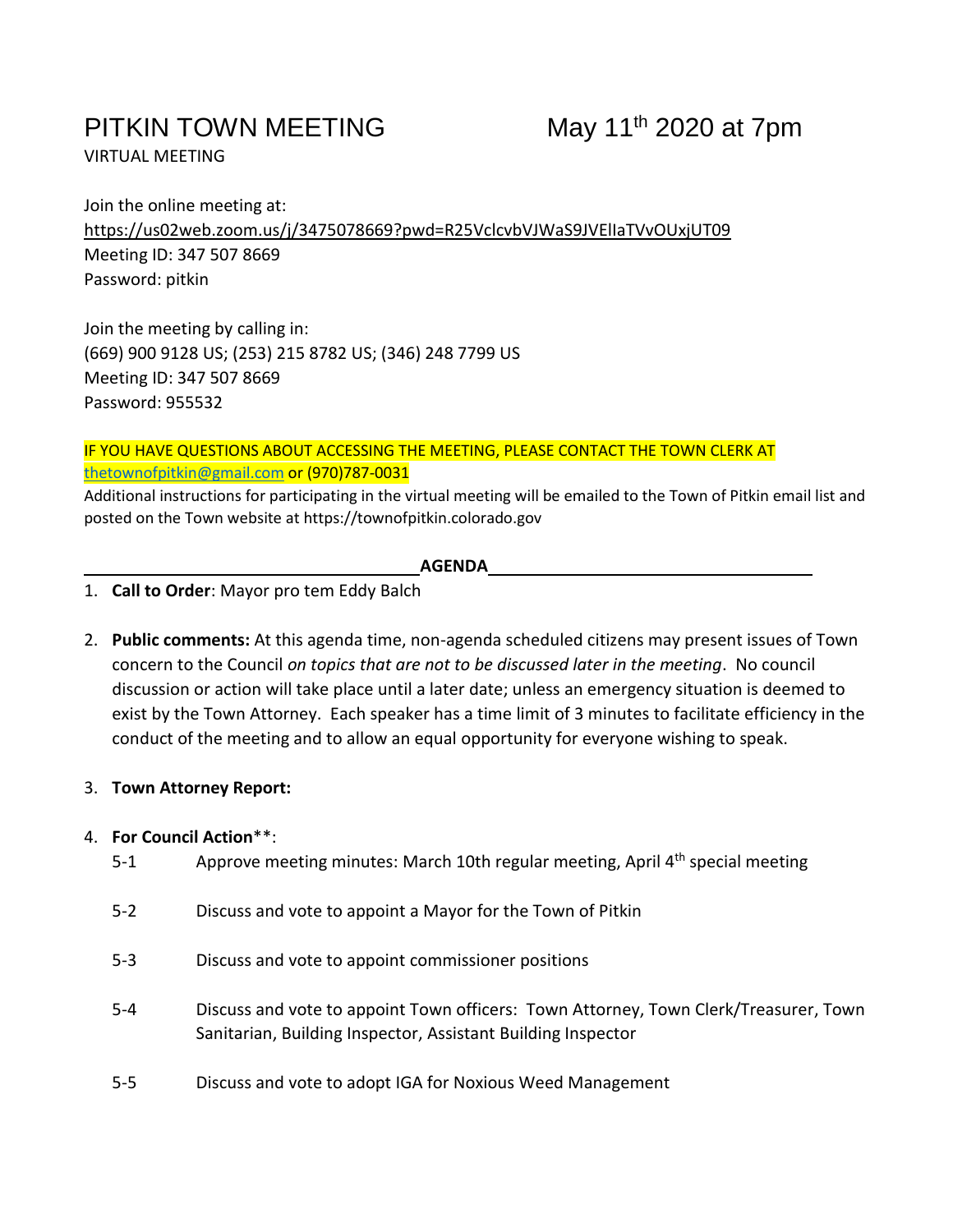# PITKIN TOWN MEETING May 11th 2020 at 7pm

VIRTUAL MEETING

Join the online meeting at:
https://us02web.zoom.us/j/3475078669?pwd=R25VclcvbVJWaS9JVElIaTVvOUxjUT09
Meeting ID: 347 507 8669
Password: pitkin

Join the meeting by calling in:
(669) 900 9128 US; (253) 215 8782 US; (346) 248 7799 US
Meeting ID: 347 507 8669
Password: 955532

IF YOU HAVE QUESTIONS ABOUT ACCESSING THE MEETING, PLEASE CONTACT THE TOWN CLERK AT thetownofpitkin@gmail.com or (970)787-0031

Additional instructions for participating in the virtual meeting will be emailed to the Town of Pitkin email list and posted on the Town website at https://townofpitkin.colorado.gov

## AGENDA

1. **Call to Order**: Mayor pro tem Eddy Balch

2. **Public comments:** At this agenda time, non-agenda scheduled citizens may present issues of Town concern to the Council *on topics that are not to be discussed later in the meeting*. No council discussion or action will take place until a later date; unless an emergency situation is deemed to exist by the Town Attorney. Each speaker has a time limit of 3 minutes to facilitate efficiency in the conduct of the meeting and to allow an equal opportunity for everyone wishing to speak.

3. **Town Attorney Report:**

4. **For Council Action**\*\*:
   - 5-1 Approve meeting minutes: March 10th regular meeting, April 4th special meeting
   - 5-2 Discuss and vote to appoint a Mayor for the Town of Pitkin
   - 5-3 Discuss and vote to appoint commissioner positions
   - 5-4 Discuss and vote to appoint Town officers: Town Attorney, Town Clerk/Treasurer, Town Sanitarian, Building Inspector, Assistant Building Inspector
   - 5-5 Discuss and vote to adopt IGA for Noxious Weed Management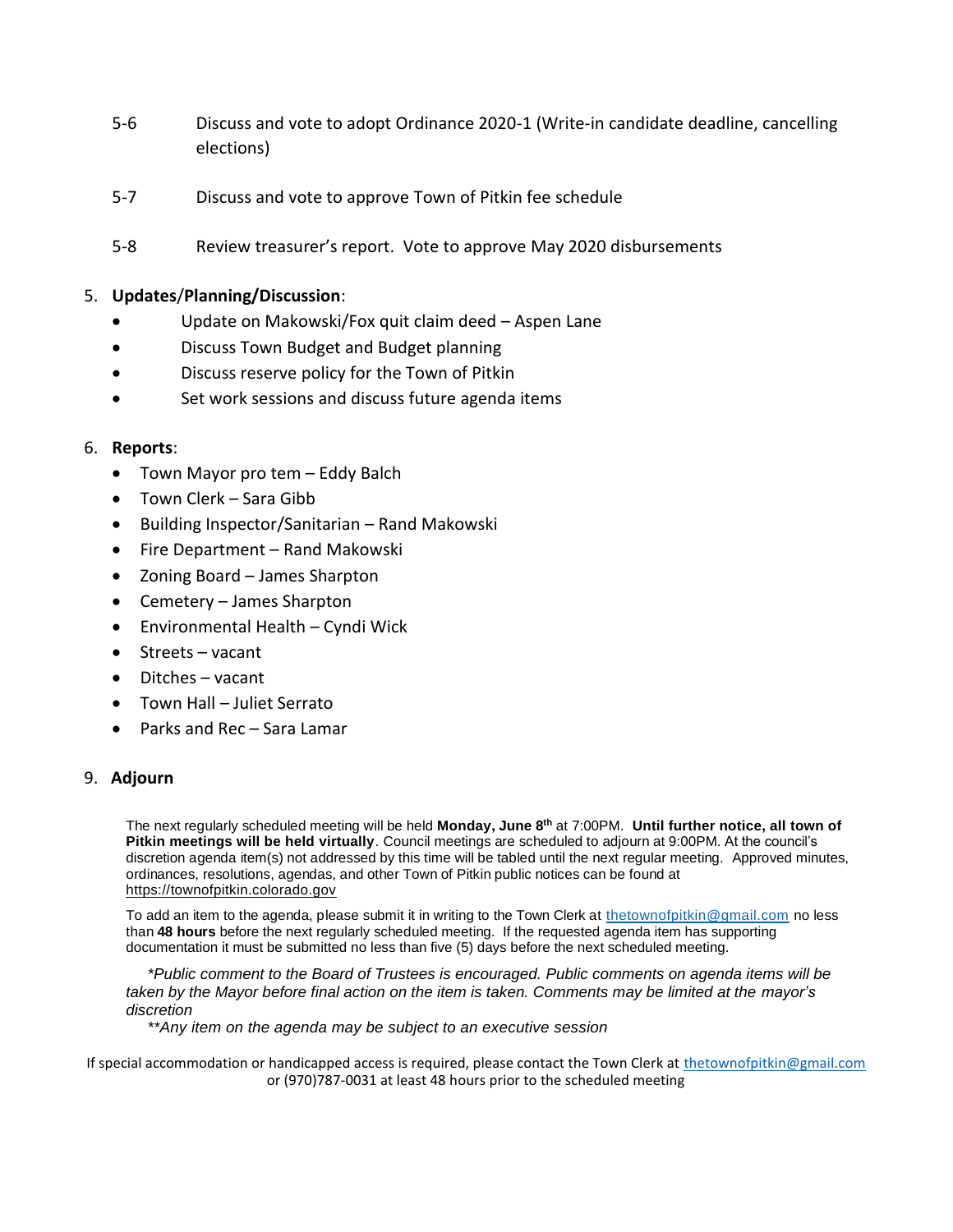5-6 Discuss and vote to adopt Ordinance 2020-1 (Write-in candidate deadline, cancelling elections)

5-7 Discuss and vote to approve Town of Pitkin fee schedule

5-8 Review treasurer's report. Vote to approve May 2020 disbursements

5. **Updates/Planning/Discussion**:
   - Update on Makowski/Fox quit claim deed – Aspen Lane
   - Discuss Town Budget and Budget planning
   - Discuss reserve policy for the Town of Pitkin
   - Set work sessions and discuss future agenda items

6. **Reports**:
   - Town Mayor pro tem – Eddy Balch
   - Town Clerk – Sara Gibb
   - Building Inspector/Sanitarian – Rand Makowski
   - Fire Department – Rand Makowski
   - Zoning Board – James Sharpton
   - Cemetery – James Sharpton
   - Environmental Health – Cyndi Wick
   - Streets – vacant
   - Ditches – vacant
   - Town Hall – Juliet Serrato
   - Parks and Rec – Sara Lamar

9. **Adjourn**

The next regularly scheduled meeting will be held **Monday, June 8th** at 7:00PM. **Until further notice, all town of Pitkin meetings will be held virtually**. Council meetings are scheduled to adjourn at 9:00PM. At the council's discretion agenda item(s) not addressed by this time will be tabled until the next regular meeting. Approved minutes, ordinances, resolutions, agendas, and other Town of Pitkin public notices can be found at https://townofpitkin.colorado.gov

To add an item to the agenda, please submit it in writing to the Town Clerk at thetownofpitkin@gmail.com no less than **48 hours** before the next regularly scheduled meeting. If the requested agenda item has supporting documentation it must be submitted no less than five (5) days before the next scheduled meeting.

*\*Public comment to the Board of Trustees is encouraged. Public comments on agenda items will be taken by the Mayor before final action on the item is taken. Comments may be limited at the mayor's discretion*

*\*\*Any item on the agenda may be subject to an executive session*

If special accommodation or handicapped access is required, please contact the Town Clerk at thetownofpitkin@gmail.com or (970)787-0031 at least 48 hours prior to the scheduled meeting